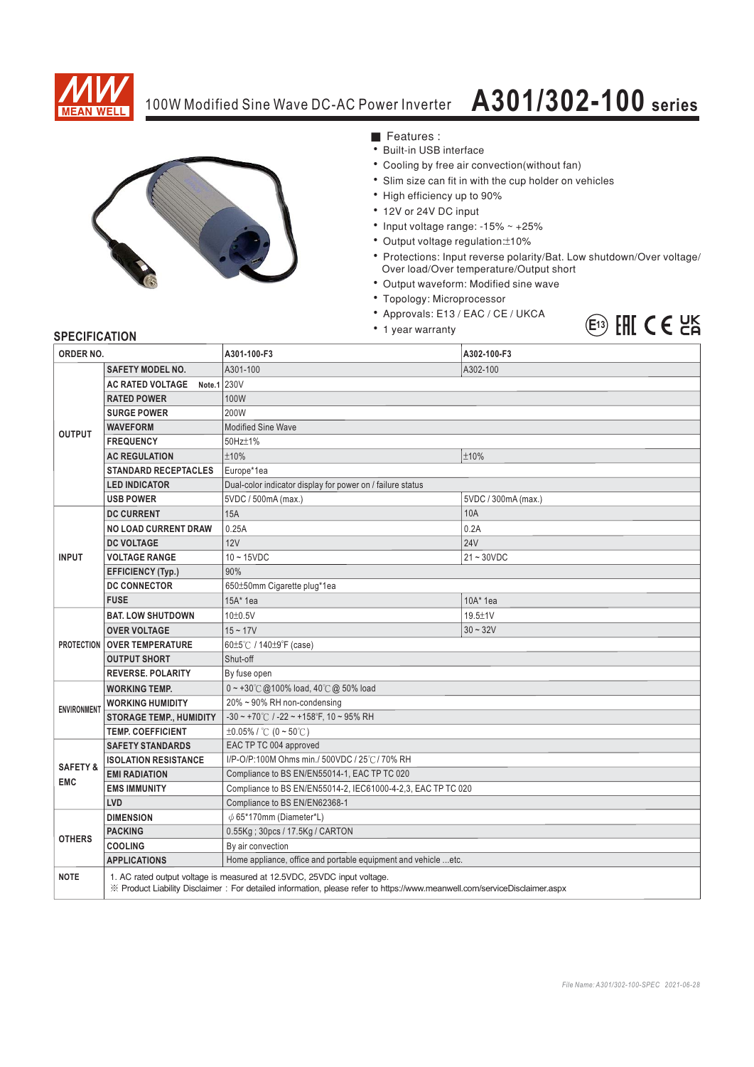# 100W Modified Sine Wave DC-AC Power Inverter A301/302-100 series

■ Features :

- Built-in USB interface
- Cooling by free air convection(without fan)
- Slim size can fit in with the cup holder on vehicles
- High efficiency up to 90%
- 12V or 24V DC input
- Input voltage range: -15% ~ +25%
- Output voltage regulation:±10%
- Protections: Input reverse polarity/Bat. Low shutdown/Over voltage/ Over load/Over temperature/Output short
- Output waveform: Modified sine wave
- Topology: Microprocessor
- Approvals: E13 / EAC / CE / UKCA
- 1 year warranty

## SPECIFICATION

| ORDER NO. | | A301-100-F3 | A302-100-F3 |
|---|---|---|---|
| OUTPUT | SAFETY MODEL NO. | A301-100 | A302-100 |
| | AC RATED VOLTAGE Note.1 | 230V | |
| | RATED POWER | 100W | |
| | SURGE POWER | 200W | |
| | WAVEFORM | Modified Sine Wave | |
| | FREQUENCY | 50Hz±1% | |
| | AC REGULATION | ±10% | ±10% |
| | STANDARD RECEPTACLES | Europe*1ea | |
| | LED INDICATOR | Dual-color indicator display for power on / failure status | |
| | USB POWER | 5VDC / 500mA (max.) | 5VDC / 300mA (max.) |
| INPUT | DC CURRENT | 15A | 10A |
| | NO LOAD CURRENT DRAW | 0.25A | 0.2A |
| | DC VOLTAGE | 12V | 24V |
| | VOLTAGE RANGE | 10 ~ 15VDC | 21 ~ 30VDC |
| | EFFICIENCY (Typ.) | 90% | |
| | DC CONNECTOR | 650±50mm Cigarette plug*1ea | |
| | FUSE | 15A* 1ea | 10A* 1ea |
| PROTECTION | BAT. LOW SHUTDOWN | 10±0.5V | 19.5±1V |
| | OVER VOLTAGE | 15 ~ 17V | 30 ~ 32V |
| | OVER TEMPERATURE | 60±5℃ / 140±9°F (case) | |
| | OUTPUT SHORT | Shut-off | |
| | REVERSE. POLARITY | By fuse open | |
| ENVIRONMENT | WORKING TEMP. | 0 ~ +30℃ @100% load, 40℃ @ 50% load | |
| | WORKING HUMIDITY | 20% ~ 90% RH non-condensing | |
| | STORAGE TEMP., HUMIDITY | -30 ~ +70℃ / -22 ~ +158°F, 10 ~ 95% RH | |
| | TEMP. COEFFICIENT | ±0.05% / ℃ (0 ~ 50℃) | |
| SAFETY & EMC | SAFETY STANDARDS | EAC TP TC 004 approved | |
| | ISOLATION RESISTANCE | I/P-O/P:100M Ohms min./ 500VDC / 25℃/ 70% RH | |
| | EMI RADIATION | Compliance to BS EN/EN55014-1, EAC TP TC 020 | |
| | EMS IMMUNITY | Compliance to BS EN/EN55014-2, IEC61000-4-2,3, EAC TP TC 020 | |
| | LVD | Compliance to BS EN/EN62368-1 | |
| OTHERS | DIMENSION | φ 65*170mm (Diameter*L) | |
| | PACKING | 0.55Kg ; 30pcs / 17.5Kg / CARTON | |
| | COOLING | By air convection | |
| | APPLICATIONS | Home appliance, office and portable equipment and vehicle ...etc. | |
| NOTE | 1. AC rated output voltage is measured at 12.5VDC, 25VDC input voltage.<br>※ Product Liability Disclaimer : For detailed information, please refer to https://www.meanwell.com/serviceDisclaimer.aspx | | |

*File Name: A301/302-100-SPEC 2021-06-28*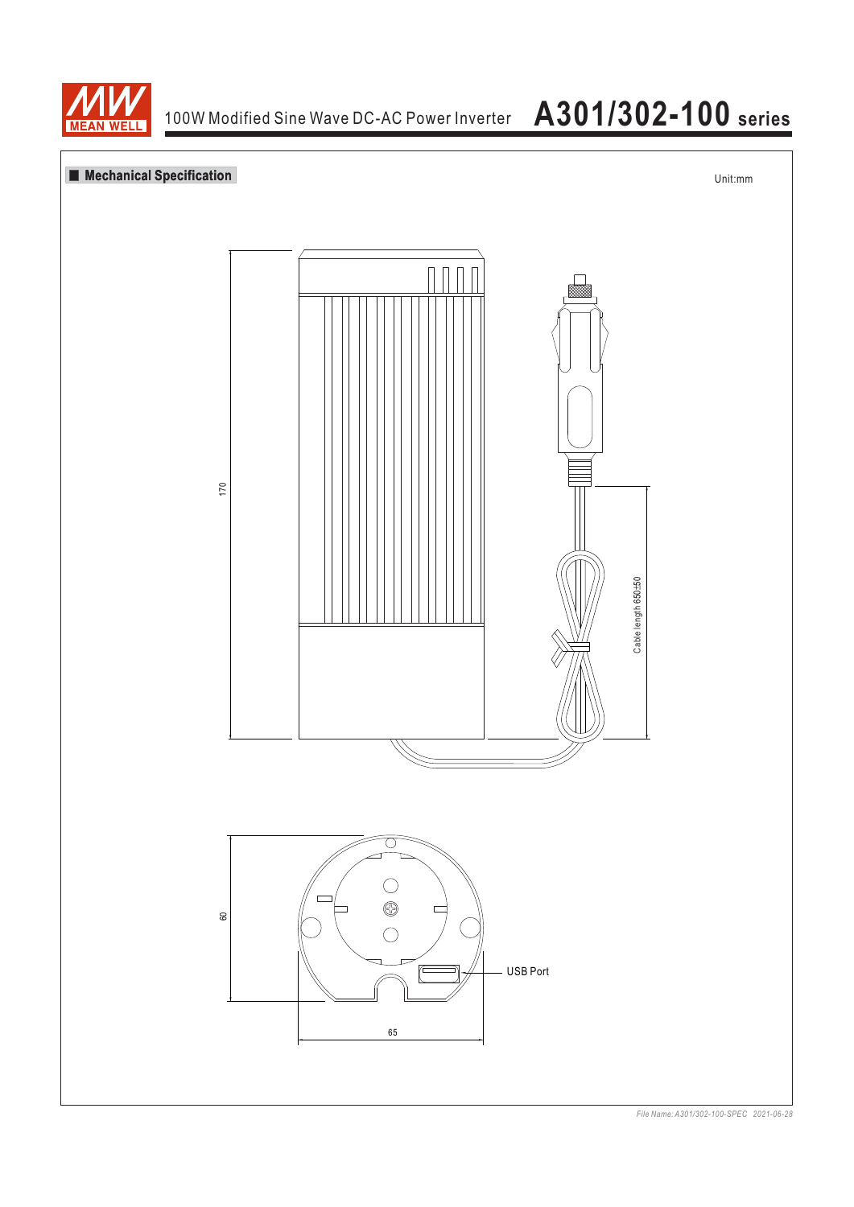100W Modified Sine Wave DC-AC Power Inverter **A301/302-100 series**

## Mechanical Specification

Unit:mm

170

Cable length 650±50

60

USB Port

65

*File Name: A301/302-100-SPEC 2021-06-28*